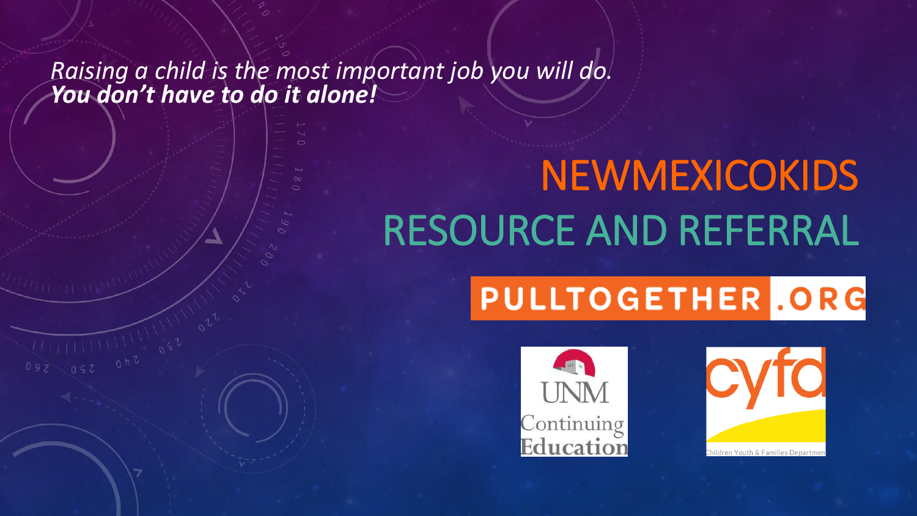*Raising a child is the most important job you will do.*
***You don't have to do it alone!***

# NEWMEXICOKIDS RESOURCE AND REFERRAL

PULLTOGETHER.ORG

UNM Continuing Education

cyfd
Children Youth & Families Department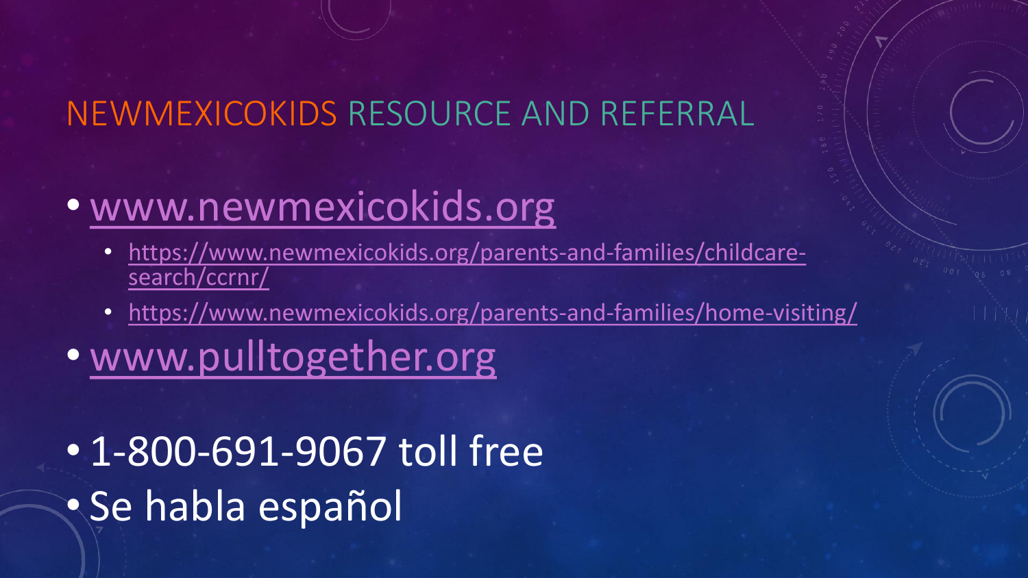# NEWMEXICOKIDS RESOURCE AND REFERRAL

- www.newmexicokids.org
  - https://www.newmexicokids.org/parents-and-families/childcare-search/ccrnr/
  - https://www.newmexicokids.org/parents-and-families/home-visiting/
- www.pulltogether.org

- 1-800-691-9067 toll free
- Se habla español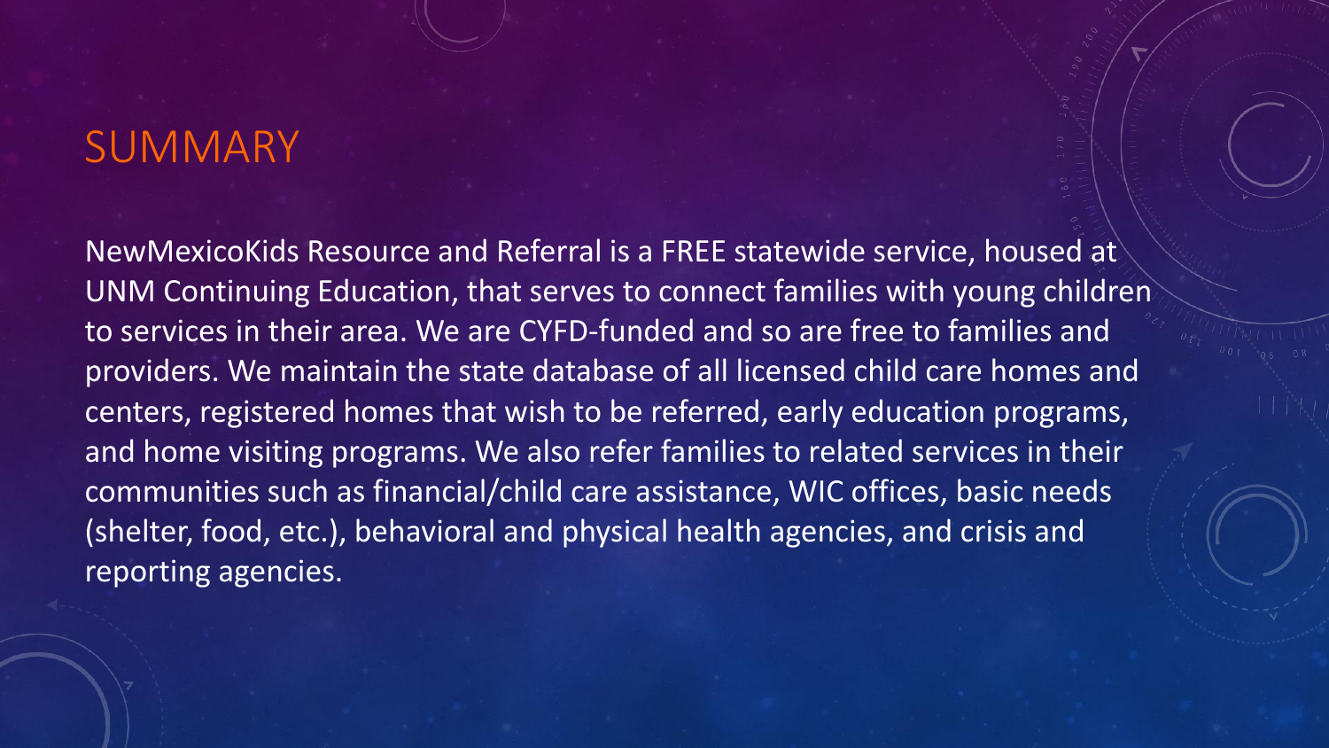# SUMMARY

NewMexicoKids Resource and Referral is a FREE statewide service, housed at UNM Continuing Education, that serves to connect families with young children to services in their area. We are CYFD-funded and so are free to families and providers. We maintain the state database of all licensed child care homes and centers, registered homes that wish to be referred, early education programs, and home visiting programs. We also refer families to related services in their communities such as financial/child care assistance, WIC offices, basic needs (shelter, food, etc.), behavioral and physical health agencies, and crisis and reporting agencies.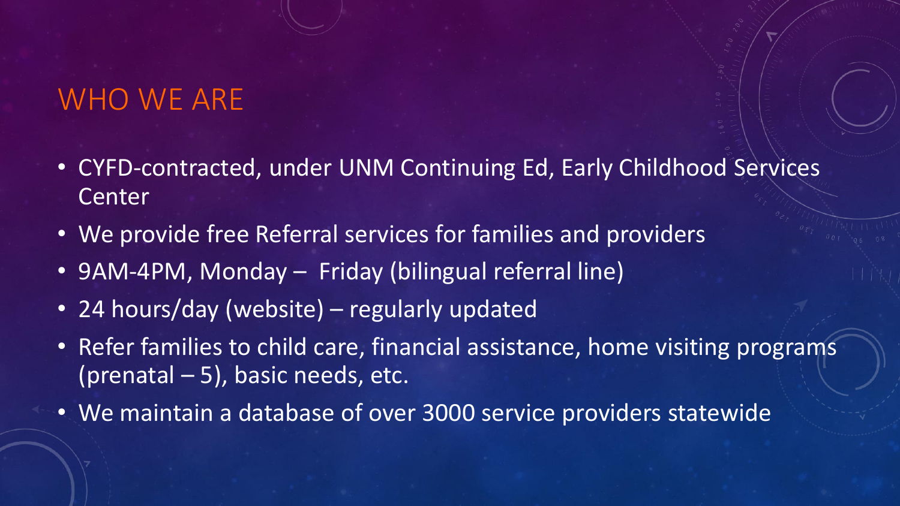# WHO WE ARE

- CYFD-contracted, under UNM Continuing Ed, Early Childhood Services Center
- We provide free Referral services for families and providers
- 9AM-4PM, Monday – Friday (bilingual referral line)
- 24 hours/day (website) – regularly updated
- Refer families to child care, financial assistance, home visiting programs (prenatal – 5), basic needs, etc.
- We maintain a database of over 3000 service providers statewide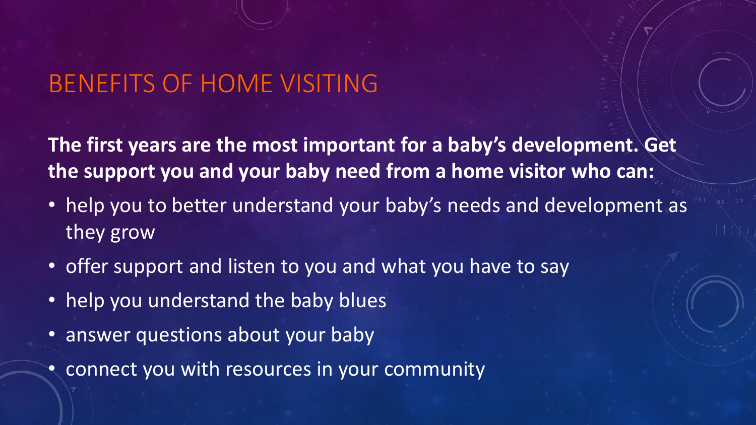# BENEFITS OF HOME VISITING

**The first years are the most important for a baby's development. Get the support you and your baby need from a home visitor who can:**

- help you to better understand your baby's needs and development as they grow
- offer support and listen to you and what you have to say
- help you understand the baby blues
- answer questions about your baby
- connect you with resources in your community